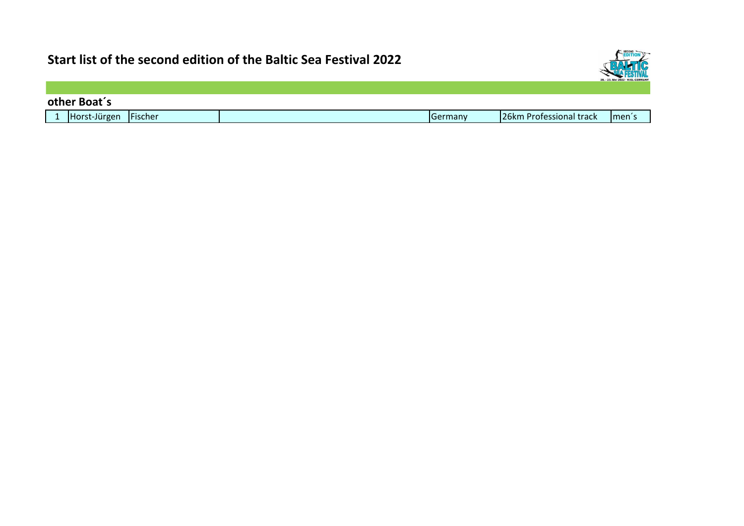# Start list of the second edition of the Baltic Sea Festival 2022

## other Boat´s

| 1 | Horst-Jürgen | Fischer | | Germany | 26km Professional track | men´s |
|---|---|---|---|---|---|---|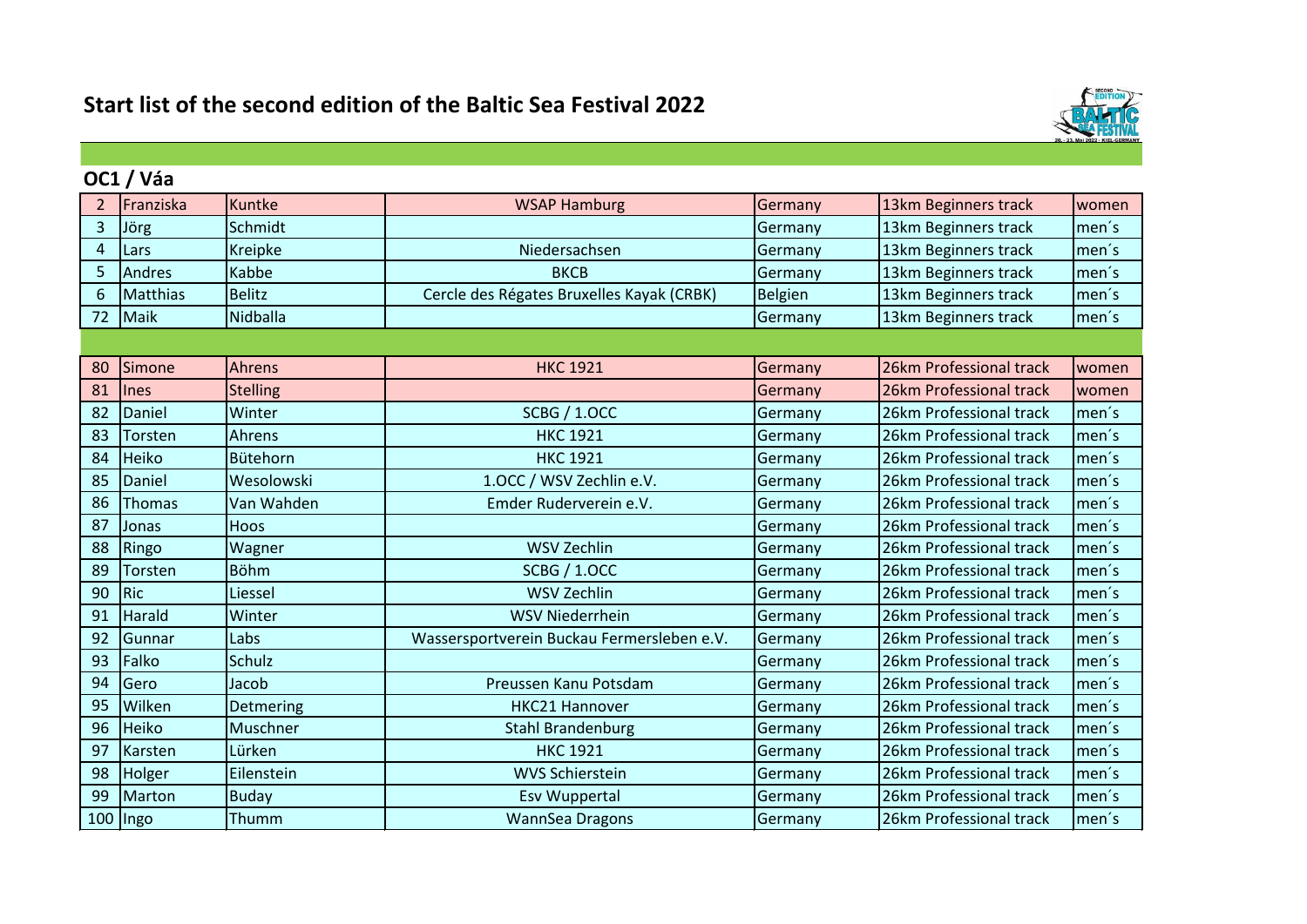# Start list of the second edition of the Baltic Sea Festival 2022

## OC1 / Váa

| | | | | | | |
|---|---|---|---|---|---|---|
| 2 | Franziska | Kuntke | WSAP Hamburg | Germany | 13km Beginners track | women |
| 3 | Jörg | Schmidt | | Germany | 13km Beginners track | men´s |
| 4 | Lars | Kreipke | Niedersachsen | Germany | 13km Beginners track | men´s |
| 5 | Andres | Kabbe | BKCB | Germany | 13km Beginners track | men´s |
| 6 | Matthias | Belitz | Cercle des Régates Bruxelles Kayak (CRBK) | Belgien | 13km Beginners track | men´s |
| 72 | Maik | Nidballa | | Germany | 13km Beginners track | men´s |
| | | | | | | |
| 80 | Simone | Ahrens | HKC 1921 | Germany | 26km Professional track | women |
| 81 | Ines | Stelling | | Germany | 26km Professional track | women |
| 82 | Daniel | Winter | SCBG / 1.OCC | Germany | 26km Professional track | men´s |
| 83 | Torsten | Ahrens | HKC 1921 | Germany | 26km Professional track | men´s |
| 84 | Heiko | Bütehorn | HKC 1921 | Germany | 26km Professional track | men´s |
| 85 | Daniel | Wesolowski | 1.OCC / WSV Zechlin e.V. | Germany | 26km Professional track | men´s |
| 86 | Thomas | Van Wahden | Emder Ruderverein e.V. | Germany | 26km Professional track | men´s |
| 87 | Jonas | Hoos | | Germany | 26km Professional track | men´s |
| 88 | Ringo | Wagner | WSV Zechlin | Germany | 26km Professional track | men´s |
| 89 | Torsten | Böhm | SCBG / 1.OCC | Germany | 26km Professional track | men´s |
| 90 | Ric | Liessel | WSV Zechlin | Germany | 26km Professional track | men´s |
| 91 | Harald | Winter | WSV Niederrhein | Germany | 26km Professional track | men´s |
| 92 | Gunnar | Labs | Wassersportverein Buckau Fermersleben e.V. | Germany | 26km Professional track | men´s |
| 93 | Falko | Schulz | | Germany | 26km Professional track | men´s |
| 94 | Gero | Jacob | Preussen Kanu Potsdam | Germany | 26km Professional track | men´s |
| 95 | Wilken | Detmering | HKC21 Hannover | Germany | 26km Professional track | men´s |
| 96 | Heiko | Muschner | Stahl Brandenburg | Germany | 26km Professional track | men´s |
| 97 | Karsten | Lürken | HKC 1921 | Germany | 26km Professional track | men´s |
| 98 | Holger | Eilenstein | WVS Schierstein | Germany | 26km Professional track | men´s |
| 99 | Marton | Buday | Esv Wuppertal | Germany | 26km Professional track | men´s |
| 100 | Ingo | Thumm | WannSea Dragons | Germany | 26km Professional track | men´s |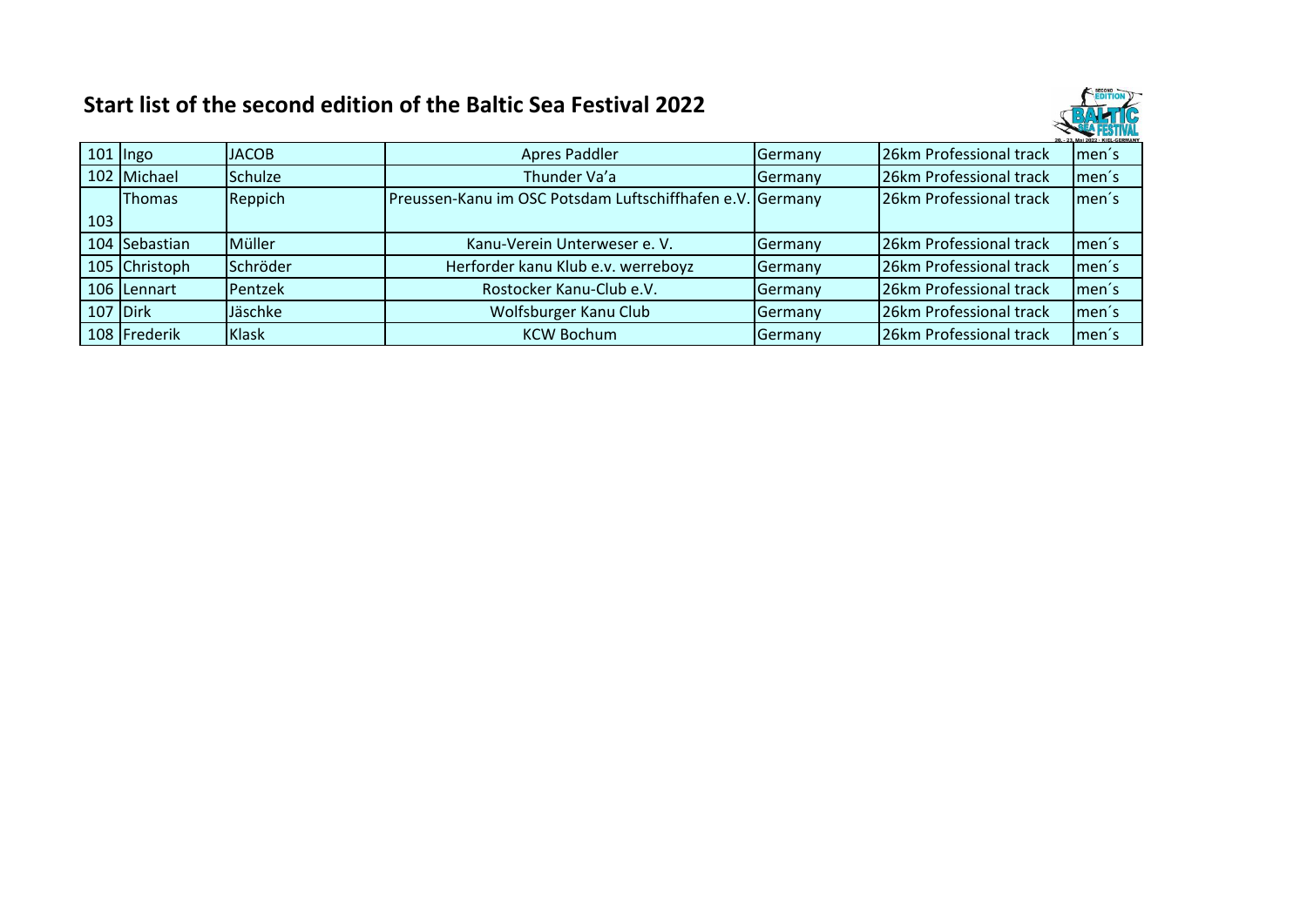## Start list of the second edition of the Baltic Sea Festival 2022

| | | | | | | |
|---|---|---|---|---|---|---|
| 101 | Ingo | JACOB | Apres Paddler | Germany | 26km Professional track | men´s |
| 102 | Michael | Schulze | Thunder Va'a | Germany | 26km Professional track | men´s |
| 103 | Thomas | Reppich | Preussen-Kanu im OSC Potsdam Luftschiffhafen e.V. | Germany | 26km Professional track | men´s |
| 104 | Sebastian | Müller | Kanu-Verein Unterweser e. V. | Germany | 26km Professional track | men´s |
| 105 | Christoph | Schröder | Herforder kanu Klub e.v. werreboyz | Germany | 26km Professional track | men´s |
| 106 | Lennart | Pentzek | Rostocker Kanu-Club e.V. | Germany | 26km Professional track | men´s |
| 107 | Dirk | Jäschke | Wolfsburger Kanu Club | Germany | 26km Professional track | men´s |
| 108 | Frederik | Klask | KCW Bochum | Germany | 26km Professional track | men´s |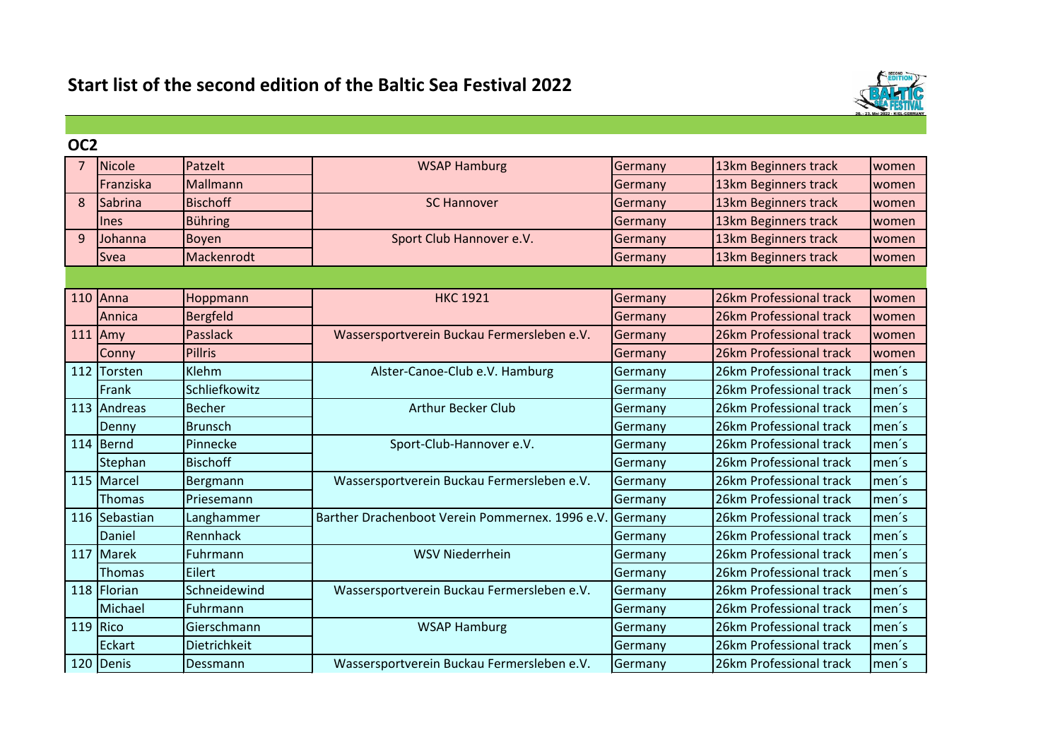# Start list of the second edition of the Baltic Sea Festival 2022

## OC2

| No. | First name | Last name | Club | Country | Track | Category |
|---|---|---|---|---|---|---|
| 7 | Nicole | Patzelt | WSAP Hamburg | Germany | 13km Beginners track | women |
| | Franziska | Mallmann | | Germany | 13km Beginners track | women |
| 8 | Sabrina | Bischoff | SC Hannover | Germany | 13km Beginners track | women |
| | Ines | Bühring | | Germany | 13km Beginners track | women |
| 9 | Johanna | Boyen | Sport Club Hannover e.V. | Germany | 13km Beginners track | women |
| | Svea | Mackenrodt | | Germany | 13km Beginners track | women |
| | | | | | | |
| 110 | Anna | Hoppmann | HKC 1921 | Germany | 26km Professional track | women |
| | Annica | Bergfeld | | Germany | 26km Professional track | women |
| 111 | Amy | Passlack | Wassersportverein Buckau Fermersleben e.V. | Germany | 26km Professional track | women |
| | Conny | Pillris | | Germany | 26km Professional track | women |
| 112 | Torsten | Klehm | Alster-Canoe-Club e.V. Hamburg | Germany | 26km Professional track | men´s |
| | Frank | Schliefkowitz | | Germany | 26km Professional track | men´s |
| 113 | Andreas | Becher | Arthur Becker Club | Germany | 26km Professional track | men´s |
| | Denny | Brunsch | | Germany | 26km Professional track | men´s |
| 114 | Bernd | Pinnecke | Sport-Club-Hannover e.V. | Germany | 26km Professional track | men´s |
| | Stephan | Bischoff | | Germany | 26km Professional track | men´s |
| 115 | Marcel | Bergmann | Wassersportverein Buckau Fermersleben e.V. | Germany | 26km Professional track | men´s |
| | Thomas | Priesemann | | Germany | 26km Professional track | men´s |
| 116 | Sebastian | Langhammer | Barther Drachenboot Verein Pommernex. 1996 e.V. | Germany | 26km Professional track | men´s |
| | Daniel | Rennhack | | Germany | 26km Professional track | men´s |
| 117 | Marek | Fuhrmann | WSV Niederrhein | Germany | 26km Professional track | men´s |
| | Thomas | Eilert | | Germany | 26km Professional track | men´s |
| 118 | Florian | Schneidewind | Wassersportverein Buckau Fermersleben e.V. | Germany | 26km Professional track | men´s |
| | Michael | Fuhrmann | | Germany | 26km Professional track | men´s |
| 119 | Rico | Gierschmann | WSAP Hamburg | Germany | 26km Professional track | men´s |
| | Eckart | Dietrichkeit | | Germany | 26km Professional track | men´s |
| 120 | Denis | Dessmann | Wassersportverein Buckau Fermersleben e.V. | Germany | 26km Professional track | men´s |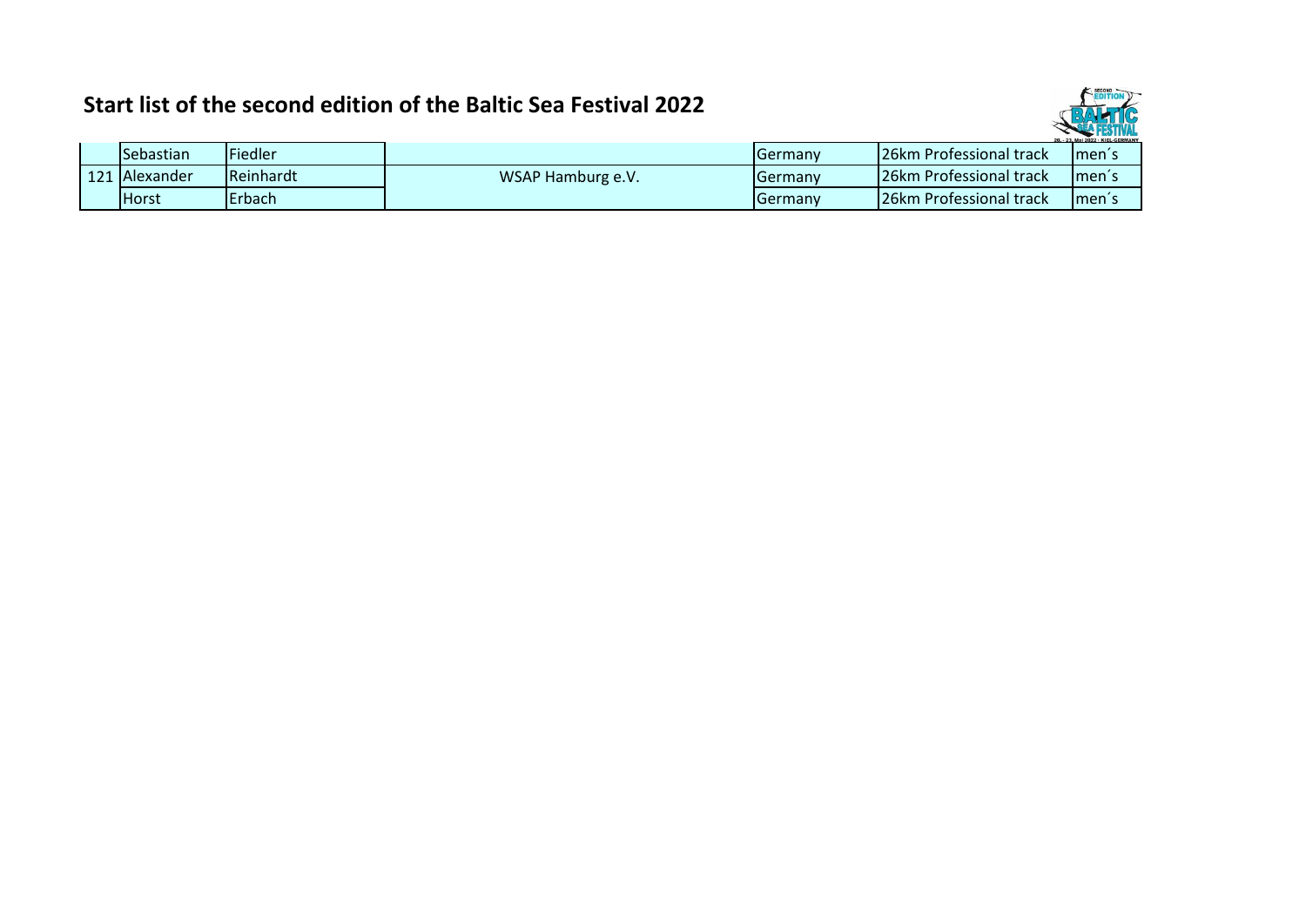## Start list of the second edition of the Baltic Sea Festival 2022

| | | | | | | |
|---|---|---|---|---|---|---|
| | Sebastian | Fiedler | | Germany | 26km Professional track | men´s |
| 121 | Alexander | Reinhardt | WSAP Hamburg e.V. | Germany | 26km Professional track | men´s |
| | Horst | Erbach | | Germany | 26km Professional track | men´s |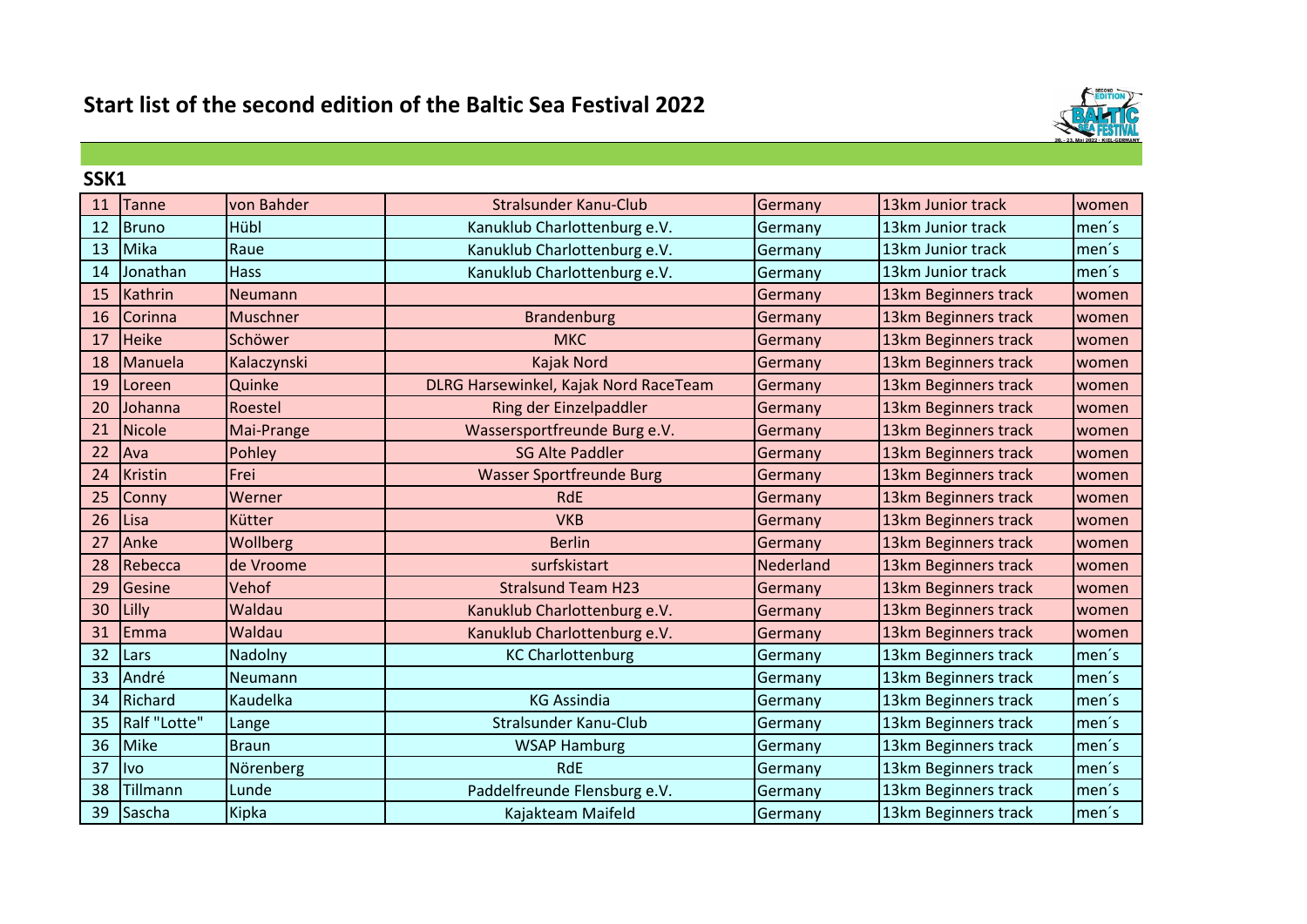# Start list of the second edition of the Baltic Sea Festival 2022

## SSK1

| | | | | | | |
|---|---|---|---|---|---|---|
| 11 | Tanne | von Bahder | Stralsunder Kanu-Club | Germany | 13km Junior track | women |
| 12 | Bruno | Hübl | Kanuklub Charlottenburg e.V. | Germany | 13km Junior track | men´s |
| 13 | Mika | Raue | Kanuklub Charlottenburg e.V. | Germany | 13km Junior track | men´s |
| 14 | Jonathan | Hass | Kanuklub Charlottenburg e.V. | Germany | 13km Junior track | men´s |
| 15 | Kathrin | Neumann | | Germany | 13km Beginners track | women |
| 16 | Corinna | Muschner | Brandenburg | Germany | 13km Beginners track | women |
| 17 | Heike | Schöwer | MKC | Germany | 13km Beginners track | women |
| 18 | Manuela | Kalaczynski | Kajak Nord | Germany | 13km Beginners track | women |
| 19 | Loreen | Quinke | DLRG Harsewinkel, Kajak Nord RaceTeam | Germany | 13km Beginners track | women |
| 20 | Johanna | Roestel | Ring der Einzelpaddler | Germany | 13km Beginners track | women |
| 21 | Nicole | Mai-Prange | Wassersportfreunde Burg e.V. | Germany | 13km Beginners track | women |
| 22 | Ava | Pohley | SG Alte Paddler | Germany | 13km Beginners track | women |
| 24 | Kristin | Frei | Wasser Sportfreunde Burg | Germany | 13km Beginners track | women |
| 25 | Conny | Werner | RdE | Germany | 13km Beginners track | women |
| 26 | Lisa | Kütter | VKB | Germany | 13km Beginners track | women |
| 27 | Anke | Wollberg | Berlin | Germany | 13km Beginners track | women |
| 28 | Rebecca | de Vroome | surfskistart | Nederland | 13km Beginners track | women |
| 29 | Gesine | Vehof | Stralsund Team H23 | Germany | 13km Beginners track | women |
| 30 | Lilly | Waldau | Kanuklub Charlottenburg e.V. | Germany | 13km Beginners track | women |
| 31 | Emma | Waldau | Kanuklub Charlottenburg e.V. | Germany | 13km Beginners track | women |
| 32 | Lars | Nadolny | KC Charlottenburg | Germany | 13km Beginners track | men´s |
| 33 | André | Neumann | | Germany | 13km Beginners track | men´s |
| 34 | Richard | Kaudelka | KG Assindia | Germany | 13km Beginners track | men´s |
| 35 | Ralf "Lotte" | Lange | Stralsunder Kanu-Club | Germany | 13km Beginners track | men´s |
| 36 | Mike | Braun | WSAP Hamburg | Germany | 13km Beginners track | men´s |
| 37 | Ivo | Nörenberg | RdE | Germany | 13km Beginners track | men´s |
| 38 | Tillmann | Lunde | Paddelfreunde Flensburg e.V. | Germany | 13km Beginners track | men´s |
| 39 | Sascha | Kipka | Kajakteam Maifeld | Germany | 13km Beginners track | men´s |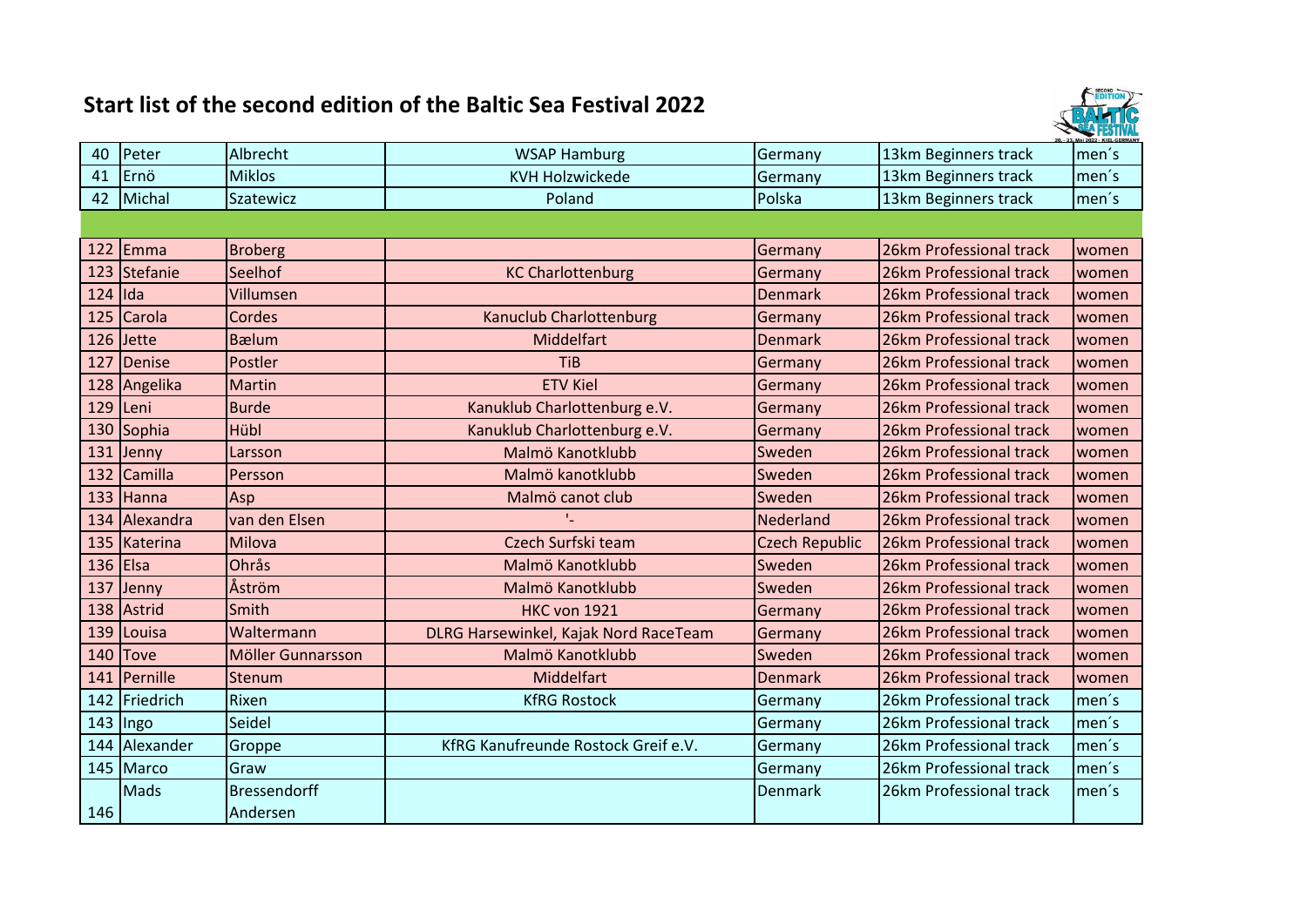# Start list of the second edition of the Baltic Sea Festival 2022

| | | | | | | |
|---|---|---|---|---|---|---|
| 40 | Peter | Albrecht | WSAP Hamburg | Germany | 13km Beginners track | men´s |
| 41 | Ernö | Miklos | KVH Holzwickede | Germany | 13km Beginners track | men´s |
| 42 | Michal | Szatewicz | Poland | Polska | 13km Beginners track | men´s |
| | | | | | | |
| 122 | Emma | Broberg | | Germany | 26km Professional track | women |
| 123 | Stefanie | Seelhof | KC Charlottenburg | Germany | 26km Professional track | women |
| 124 | Ida | Villumsen | | Denmark | 26km Professional track | women |
| 125 | Carola | Cordes | Kanuclub Charlottenburg | Germany | 26km Professional track | women |
| 126 | Jette | Bælum | Middelfart | Denmark | 26km Professional track | women |
| 127 | Denise | Postler | TiB | Germany | 26km Professional track | women |
| 128 | Angelika | Martin | ETV Kiel | Germany | 26km Professional track | women |
| 129 | Leni | Burde | Kanuklub Charlottenburg e.V. | Germany | 26km Professional track | women |
| 130 | Sophia | Hübl | Kanuklub Charlottenburg e.V. | Germany | 26km Professional track | women |
| 131 | Jenny | Larsson | Malmö Kanotklubb | Sweden | 26km Professional track | women |
| 132 | Camilla | Persson | Malmö kanotklubb | Sweden | 26km Professional track | women |
| 133 | Hanna | Asp | Malmö canot club | Sweden | 26km Professional track | women |
| 134 | Alexandra | van den Elsen | '- | Nederland | 26km Professional track | women |
| 135 | Katerina | Milova | Czech Surfski team | Czech Republic | 26km Professional track | women |
| 136 | Elsa | Ohrås | Malmö Kanotklubb | Sweden | 26km Professional track | women |
| 137 | Jenny | Åström | Malmö Kanotklubb | Sweden | 26km Professional track | women |
| 138 | Astrid | Smith | HKC von 1921 | Germany | 26km Professional track | women |
| 139 | Louisa | Waltermann | DLRG Harsewinkel, Kajak Nord RaceTeam | Germany | 26km Professional track | women |
| 140 | Tove | Möller Gunnarsson | Malmö Kanotklubb | Sweden | 26km Professional track | women |
| 141 | Pernille | Stenum | Middelfart | Denmark | 26km Professional track | women |
| 142 | Friedrich | Rixen | KfRG Rostock | Germany | 26km Professional track | men´s |
| 143 | Ingo | Seidel | | Germany | 26km Professional track | men´s |
| 144 | Alexander | Groppe | KfRG Kanufreunde Rostock Greif e.V. | Germany | 26km Professional track | men´s |
| 145 | Marco | Graw | | Germany | 26km Professional track | men´s |
| 146 | Mads | Bressendorff Andersen | | Denmark | 26km Professional track | men´s |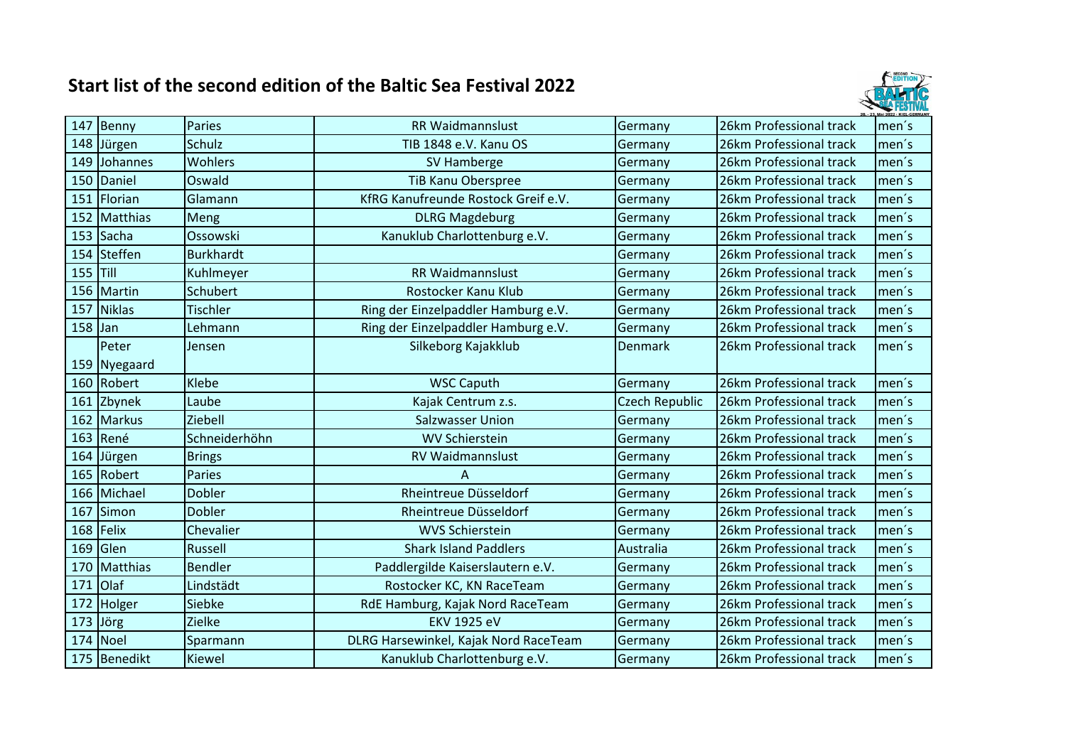# Start list of the second edition of the Baltic Sea Festival 2022

| | | | | | | |
|---|---|---|---|---|---|---|
| 147 | Benny | Paries | RR Waidmannslust | Germany | 26km Professional track | men´s |
| 148 | Jürgen | Schulz | TIB 1848 e.V. Kanu OS | Germany | 26km Professional track | men´s |
| 149 | Johannes | Wohlers | SV Hamberge | Germany | 26km Professional track | men´s |
| 150 | Daniel | Oswald | TiB Kanu Oberspree | Germany | 26km Professional track | men´s |
| 151 | Florian | Glamann | KfRG Kanufreunde Rostock Greif e.V. | Germany | 26km Professional track | men´s |
| 152 | Matthias | Meng | DLRG Magdeburg | Germany | 26km Professional track | men´s |
| 153 | Sacha | Ossowski | Kanuklub Charlottenburg e.V. | Germany | 26km Professional track | men´s |
| 154 | Steffen | Burkhardt | | Germany | 26km Professional track | men´s |
| 155 | Till | Kuhlmeyer | RR Waidmannslust | Germany | 26km Professional track | men´s |
| 156 | Martin | Schubert | Rostocker Kanu Klub | Germany | 26km Professional track | men´s |
| 157 | Niklas | Tischler | Ring der Einzelpaddler Hamburg e.V. | Germany | 26km Professional track | men´s |
| 158 | Jan | Lehmann | Ring der Einzelpaddler Hamburg e.V. | Germany | 26km Professional track | men´s |
| 159 | Peter Nyegaard | Jensen | Silkeborg Kajakklub | Denmark | 26km Professional track | men´s |
| 160 | Robert | Klebe | WSC Caputh | Germany | 26km Professional track | men´s |
| 161 | Zbynek | Laube | Kajak Centrum z.s. | Czech Republic | 26km Professional track | men´s |
| 162 | Markus | Ziebell | Salzwasser Union | Germany | 26km Professional track | men´s |
| 163 | René | Schneiderhöhn | WV Schierstein | Germany | 26km Professional track | men´s |
| 164 | Jürgen | Brings | RV Waidmannslust | Germany | 26km Professional track | men´s |
| 165 | Robert | Paries | A | Germany | 26km Professional track | men´s |
| 166 | Michael | Dobler | Rheintreue Düsseldorf | Germany | 26km Professional track | men´s |
| 167 | Simon | Dobler | Rheintreue Düsseldorf | Germany | 26km Professional track | men´s |
| 168 | Felix | Chevalier | WVS Schierstein | Germany | 26km Professional track | men´s |
| 169 | Glen | Russell | Shark Island Paddlers | Australia | 26km Professional track | men´s |
| 170 | Matthias | Bendler | Paddlergilde Kaiserslautern e.V. | Germany | 26km Professional track | men´s |
| 171 | Olaf | Lindstädt | Rostocker KC, KN RaceTeam | Germany | 26km Professional track | men´s |
| 172 | Holger | Siebke | RdE Hamburg, Kajak Nord RaceTeam | Germany | 26km Professional track | men´s |
| 173 | Jörg | Zielke | EKV 1925 eV | Germany | 26km Professional track | men´s |
| 174 | Noel | Sparmann | DLRG Harsewinkel, Kajak Nord RaceTeam | Germany | 26km Professional track | men´s |
| 175 | Benedikt | Kiewel | Kanuklub Charlottenburg e.V. | Germany | 26km Professional track | men´s |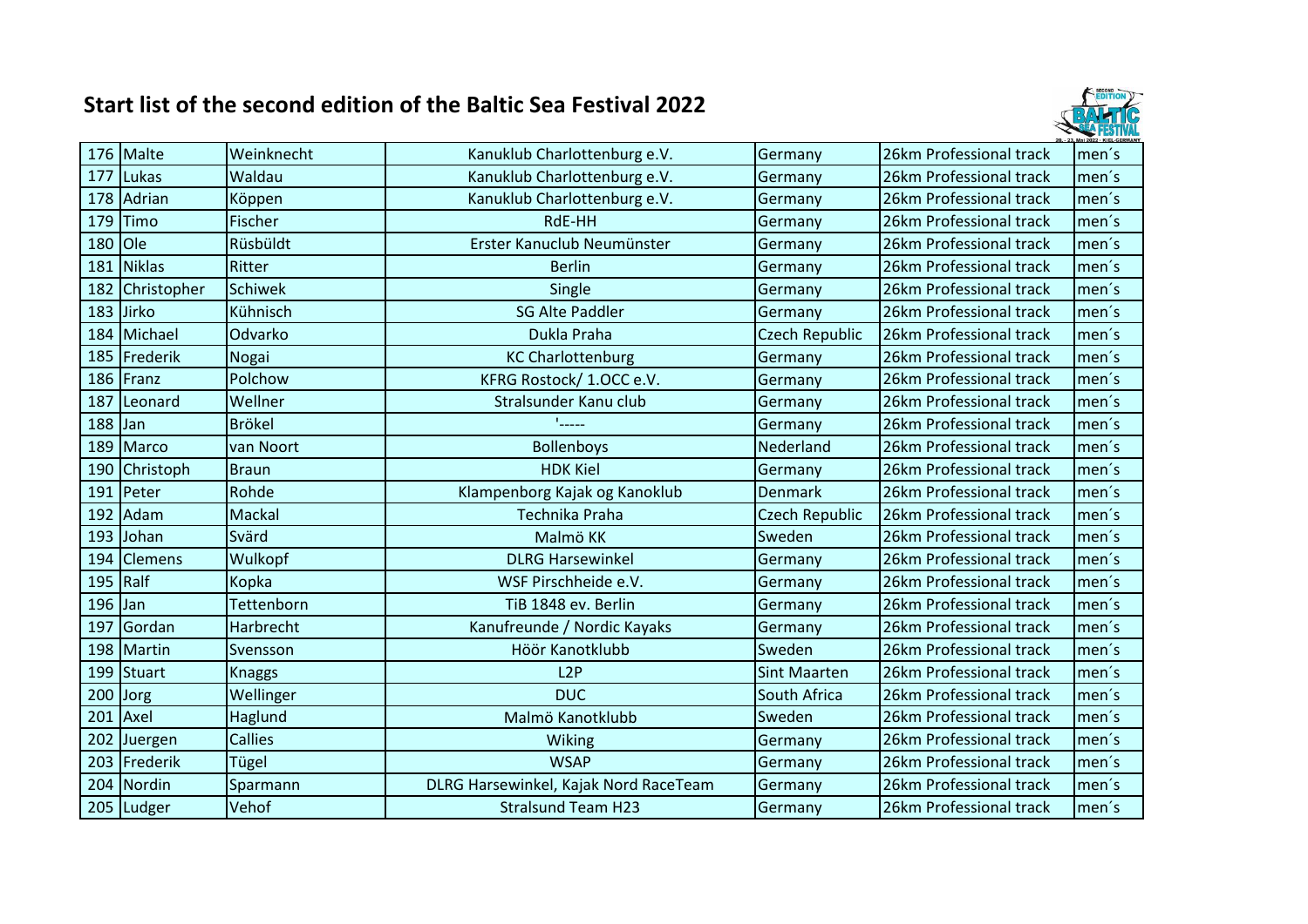# Start list of the second edition of the Baltic Sea Festival 2022

| | | | | | | |
|---|---|---|---|---|---|---|
| 176 | Malte | Weinknecht | Kanuklub Charlottenburg e.V. | Germany | 26km Professional track | men´s |
| 177 | Lukas | Waldau | Kanuklub Charlottenburg e.V. | Germany | 26km Professional track | men´s |
| 178 | Adrian | Köppen | Kanuklub Charlottenburg e.V. | Germany | 26km Professional track | men´s |
| 179 | Timo | Fischer | RdE-HH | Germany | 26km Professional track | men´s |
| 180 | Ole | Rüsbüldt | Erster Kanuclub Neumünster | Germany | 26km Professional track | men´s |
| 181 | Niklas | Ritter | Berlin | Germany | 26km Professional track | men´s |
| 182 | Christopher | Schiwek | Single | Germany | 26km Professional track | men´s |
| 183 | Jirko | Kühnisch | SG Alte Paddler | Germany | 26km Professional track | men´s |
| 184 | Michael | Odvarko | Dukla Praha | Czech Republic | 26km Professional track | men´s |
| 185 | Frederik | Nogai | KC Charlottenburg | Germany | 26km Professional track | men´s |
| 186 | Franz | Polchow | KFRG Rostock/ 1.OCC e.V. | Germany | 26km Professional track | men´s |
| 187 | Leonard | Wellner | Stralsunder Kanu club | Germany | 26km Professional track | men´s |
| 188 | Jan | Brökel | '----- | Germany | 26km Professional track | men´s |
| 189 | Marco | van Noort | Bollenboys | Nederland | 26km Professional track | men´s |
| 190 | Christoph | Braun | HDK Kiel | Germany | 26km Professional track | men´s |
| 191 | Peter | Rohde | Klampenborg Kajak og Kanoklub | Denmark | 26km Professional track | men´s |
| 192 | Adam | Mackal | Technika Praha | Czech Republic | 26km Professional track | men´s |
| 193 | Johan | Svärd | Malmö KK | Sweden | 26km Professional track | men´s |
| 194 | Clemens | Wulkopf | DLRG Harsewinkel | Germany | 26km Professional track | men´s |
| 195 | Ralf | Kopka | WSF Pirschheide e.V. | Germany | 26km Professional track | men´s |
| 196 | Jan | Tettenborn | TiB 1848 ev. Berlin | Germany | 26km Professional track | men´s |
| 197 | Gordan | Harbrecht | Kanufreunde / Nordic Kayaks | Germany | 26km Professional track | men´s |
| 198 | Martin | Svensson | Höör Kanotklubb | Sweden | 26km Professional track | men´s |
| 199 | Stuart | Knaggs | L2P | Sint Maarten | 26km Professional track | men´s |
| 200 | Jorg | Wellinger | DUC | South Africa | 26km Professional track | men´s |
| 201 | Axel | Haglund | Malmö Kanotklubb | Sweden | 26km Professional track | men´s |
| 202 | Juergen | Callies | Wiking | Germany | 26km Professional track | men´s |
| 203 | Frederik | Tügel | WSAP | Germany | 26km Professional track | men´s |
| 204 | Nordin | Sparmann | DLRG Harsewinkel, Kajak Nord RaceTeam | Germany | 26km Professional track | men´s |
| 205 | Ludger | Vehof | Stralsund Team H23 | Germany | 26km Professional track | men´s |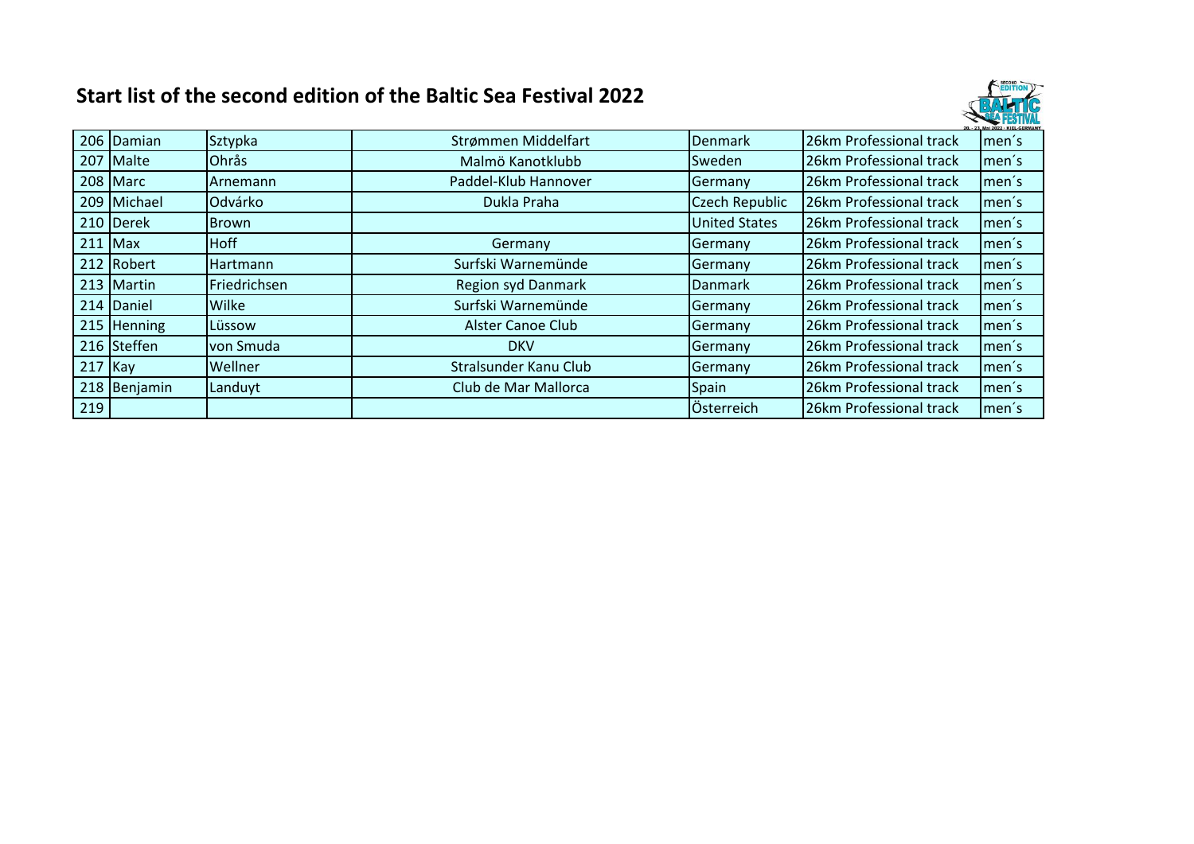## Start list of the second edition of the Baltic Sea Festival 2022

| | | | | | | |
|---|---|---|---|---|---|---|
| 206 | Damian | Sztypka | Strømmen Middelfart | Denmark | 26km Professional track | men´s |
| 207 | Malte | Ohrås | Malmö Kanotklubb | Sweden | 26km Professional track | men´s |
| 208 | Marc | Arnemann | Paddel-Klub Hannover | Germany | 26km Professional track | men´s |
| 209 | Michael | Odvárko | Dukla Praha | Czech Republic | 26km Professional track | men´s |
| 210 | Derek | Brown | | United States | 26km Professional track | men´s |
| 211 | Max | Hoff | Germany | Germany | 26km Professional track | men´s |
| 212 | Robert | Hartmann | Surfski Warnemünde | Germany | 26km Professional track | men´s |
| 213 | Martin | Friedrichsen | Region syd Danmark | Danmark | 26km Professional track | men´s |
| 214 | Daniel | Wilke | Surfski Warnemünde | Germany | 26km Professional track | men´s |
| 215 | Henning | Lüssow | Alster Canoe Club | Germany | 26km Professional track | men´s |
| 216 | Steffen | von Smuda | DKV | Germany | 26km Professional track | men´s |
| 217 | Kay | Wellner | Stralsunder Kanu Club | Germany | 26km Professional track | men´s |
| 218 | Benjamin | Landuyt | Club de Mar Mallorca | Spain | 26km Professional track | men´s |
| 219 | | | | Österreich | 26km Professional track | men´s |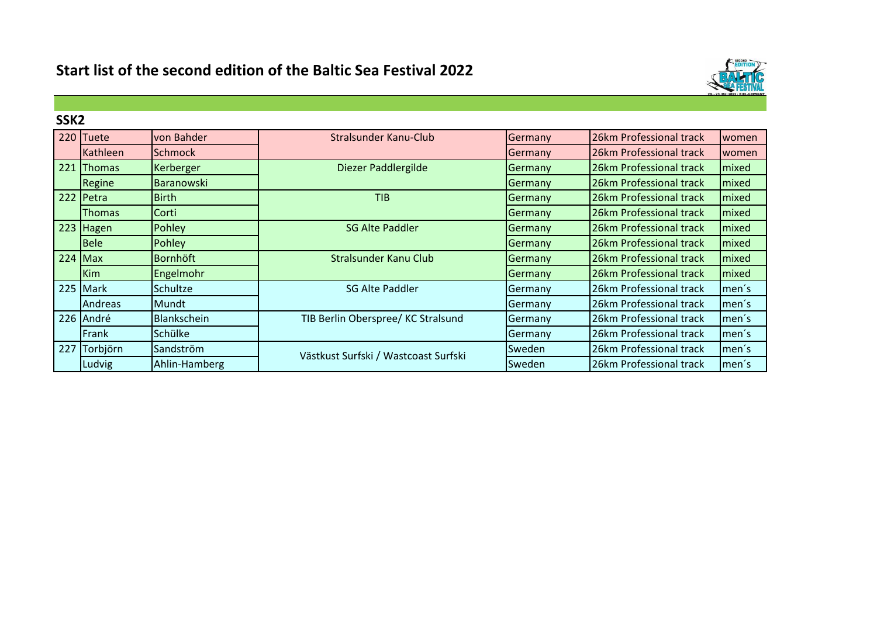# Start list of the second edition of the Baltic Sea Festival 2022

## SSK2

| No. | First name | Last name | Club | Country | Track | Category |
|---|---|---|---|---|---|---|
| 220 | Tuete | von Bahder | Stralsunder Kanu-Club | Germany | 26km Professional track | women |
| | Kathleen | Schmock | | Germany | 26km Professional track | women |
| 221 | Thomas | Kerberger | Diezer Paddlergilde | Germany | 26km Professional track | mixed |
| | Regine | Baranowski | | Germany | 26km Professional track | mixed |
| 222 | Petra | Birth | TIB | Germany | 26km Professional track | mixed |
| | Thomas | Corti | | Germany | 26km Professional track | mixed |
| 223 | Hagen | Pohley | SG Alte Paddler | Germany | 26km Professional track | mixed |
| | Bele | Pohley | | Germany | 26km Professional track | mixed |
| 224 | Max | Bornhöft | Stralsunder Kanu Club | Germany | 26km Professional track | mixed |
| | Kim | Engelmohr | | Germany | 26km Professional track | mixed |
| 225 | Mark | Schultze | SG Alte Paddler | Germany | 26km Professional track | men´s |
| | Andreas | Mundt | | Germany | 26km Professional track | men´s |
| 226 | André | Blankschein | TIB Berlin Oberspree/ KC Stralsund | Germany | 26km Professional track | men´s |
| | Frank | Schülke | | Germany | 26km Professional track | men´s |
| 227 | Torbjörn | Sandström | Västkust Surfski / Wastcoast Surfski | Sweden | 26km Professional track | men´s |
| | Ludvig | Ahlin-Hamberg | | Sweden | 26km Professional track | men´s |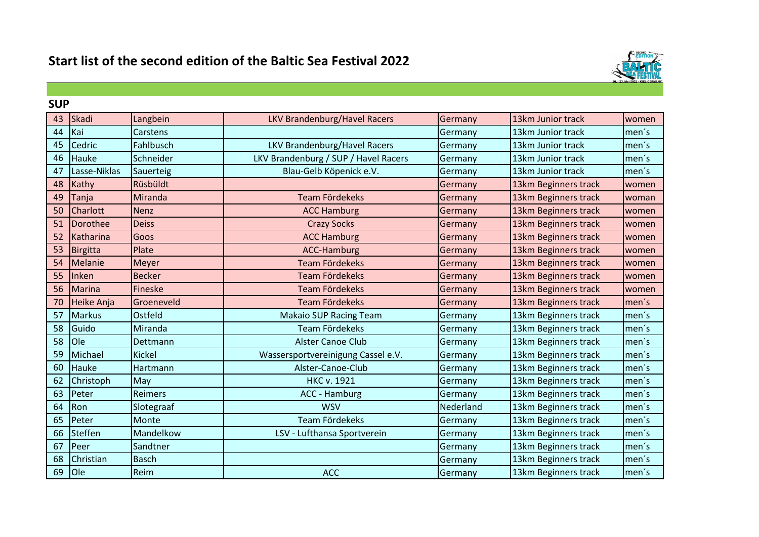# Start list of the second edition of the Baltic Sea Festival 2022

## SUP

| | | | | | | |
|---|---|---|---|---|---|---|
| 43 | Skadi | Langbein | LKV Brandenburg/Havel Racers | Germany | 13km Junior track | women |
| 44 | Kai | Carstens | | Germany | 13km Junior track | men´s |
| 45 | Cedric | Fahlbusch | LKV Brandenburg/Havel Racers | Germany | 13km Junior track | men´s |
| 46 | Hauke | Schneider | LKV Brandenburg / SUP / Havel Racers | Germany | 13km Junior track | men´s |
| 47 | Lasse-Niklas | Sauerteig | Blau-Gelb Köpenick e.V. | Germany | 13km Junior track | men´s |
| 48 | Kathy | Rüsbüldt | | Germany | 13km Beginners track | women |
| 49 | Tanja | Miranda | Team Fördekeks | Germany | 13km Beginners track | woman |
| 50 | Charlott | Nenz | ACC Hamburg | Germany | 13km Beginners track | women |
| 51 | Dorothee | Deiss | Crazy Socks | Germany | 13km Beginners track | women |
| 52 | Katharina | Goos | ACC Hamburg | Germany | 13km Beginners track | women |
| 53 | Birgitta | Plate | ACC-Hamburg | Germany | 13km Beginners track | women |
| 54 | Melanie | Meyer | Team Fördekeks | Germany | 13km Beginners track | women |
| 55 | Inken | Becker | Team Fördekeks | Germany | 13km Beginners track | women |
| 56 | Marina | Fineske | Team Fördekeks | Germany | 13km Beginners track | women |
| 70 | Heike Anja | Groeneveld | Team Fördekeks | Germany | 13km Beginners track | men´s |
| 57 | Markus | Ostfeld | Makaio SUP Racing Team | Germany | 13km Beginners track | men´s |
| 58 | Guido | Miranda | Team Fördekeks | Germany | 13km Beginners track | men´s |
| 58 | Ole | Dettmann | Alster Canoe Club | Germany | 13km Beginners track | men´s |
| 59 | Michael | Kickel | Wassersportvereinigung Cassel e.V. | Germany | 13km Beginners track | men´s |
| 60 | Hauke | Hartmann | Alster-Canoe-Club | Germany | 13km Beginners track | men´s |
| 62 | Christoph | May | HKC v. 1921 | Germany | 13km Beginners track | men´s |
| 63 | Peter | Reimers | ACC - Hamburg | Germany | 13km Beginners track | men´s |
| 64 | Ron | Slotegraaf | WSV | Nederland | 13km Beginners track | men´s |
| 65 | Peter | Monte | Team Fördekeks | Germany | 13km Beginners track | men´s |
| 66 | Steffen | Mandelkow | LSV - Lufthansa Sportverein | Germany | 13km Beginners track | men´s |
| 67 | Peer | Sandtner | | Germany | 13km Beginners track | men´s |
| 68 | Christian | Basch | | Germany | 13km Beginners track | men´s |
| 69 | Ole | Reim | ACC | Germany | 13km Beginners track | men´s |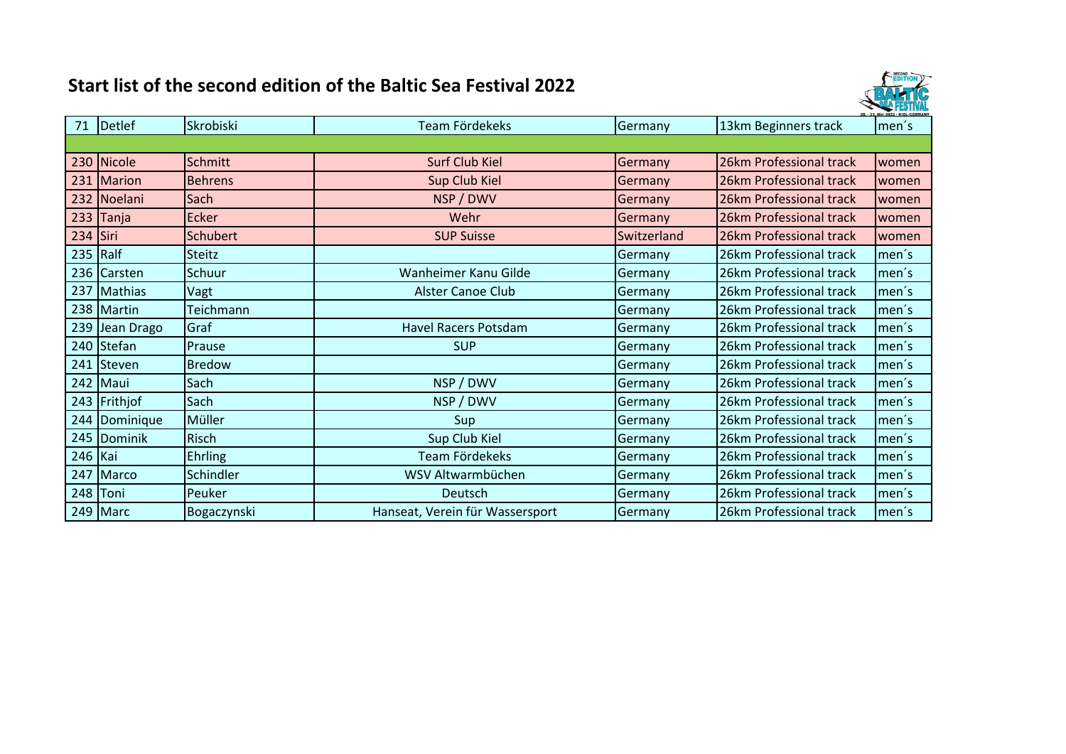# Start list of the second edition of the Baltic Sea Festival 2022

| | | | | | | |
|---|---|---|---|---|---|---|
| 71 | Detlef | Skrobiski | Team Fördekeks | Germany | 13km Beginners track | men´s |
| | | | | | | |
| 230 | Nicole | Schmitt | Surf Club Kiel | Germany | 26km Professional track | women |
| 231 | Marion | Behrens | Sup Club Kiel | Germany | 26km Professional track | women |
| 232 | Noelani | Sach | NSP / DWV | Germany | 26km Professional track | women |
| 233 | Tanja | Ecker | Wehr | Germany | 26km Professional track | women |
| 234 | Siri | Schubert | SUP Suisse | Switzerland | 26km Professional track | women |
| 235 | Ralf | Steitz | | Germany | 26km Professional track | men´s |
| 236 | Carsten | Schuur | Wanheimer Kanu Gilde | Germany | 26km Professional track | men´s |
| 237 | Mathias | Vagt | Alster Canoe Club | Germany | 26km Professional track | men´s |
| 238 | Martin | Teichmann | | Germany | 26km Professional track | men´s |
| 239 | Jean Drago | Graf | Havel Racers Potsdam | Germany | 26km Professional track | men´s |
| 240 | Stefan | Prause | SUP | Germany | 26km Professional track | men´s |
| 241 | Steven | Bredow | | Germany | 26km Professional track | men´s |
| 242 | Maui | Sach | NSP / DWV | Germany | 26km Professional track | men´s |
| 243 | Frithjof | Sach | NSP / DWV | Germany | 26km Professional track | men´s |
| 244 | Dominique | Müller | Sup | Germany | 26km Professional track | men´s |
| 245 | Dominik | Risch | Sup Club Kiel | Germany | 26km Professional track | men´s |
| 246 | Kai | Ehrling | Team Fördekeks | Germany | 26km Professional track | men´s |
| 247 | Marco | Schindler | WSV Altwarmbüchen | Germany | 26km Professional track | men´s |
| 248 | Toni | Peuker | Deutsch | Germany | 26km Professional track | men´s |
| 249 | Marc | Bogaczynski | Hanseat, Verein für Wassersport | Germany | 26km Professional track | men´s |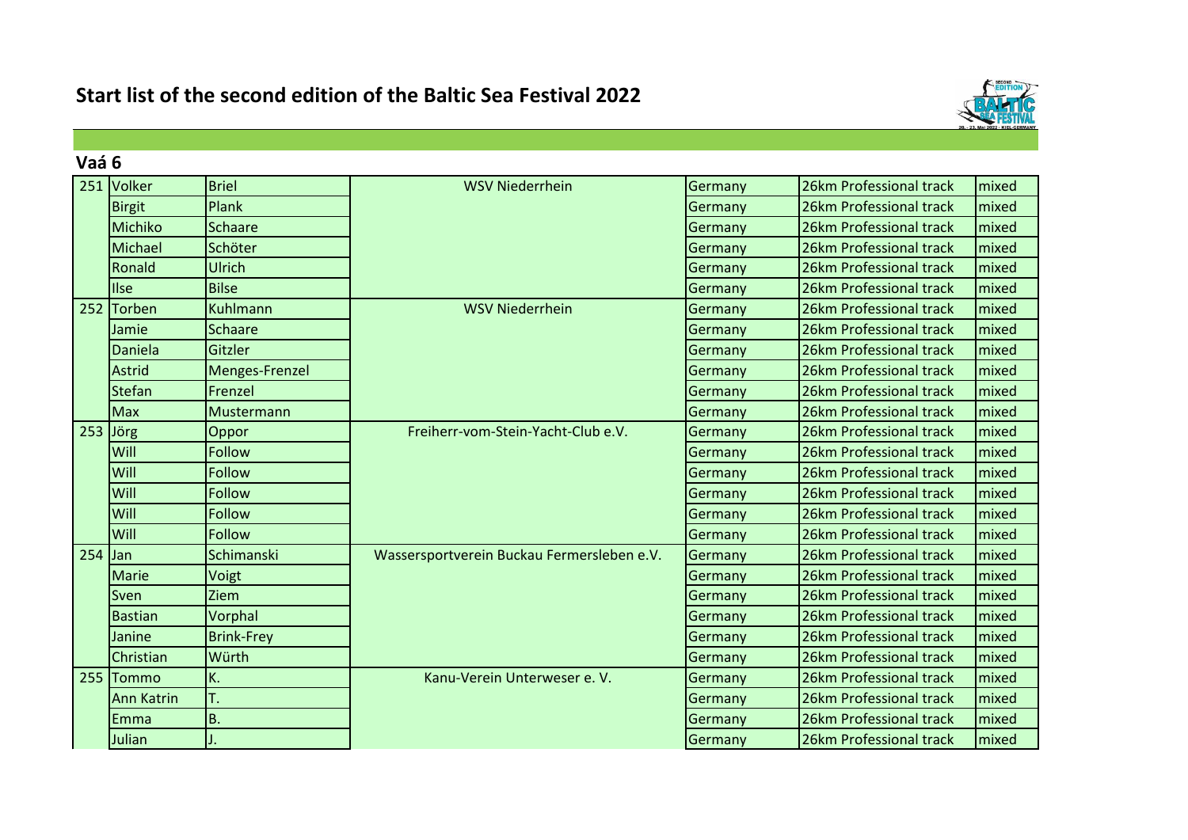# Start list of the second edition of the Baltic Sea Festival 2022

## Vaá 6

| | | | | | | |
|---|---|---|---|---|---|---|
| 251 | Volker | Briel | WSV Niederrhein | Germany | 26km Professional track | mixed |
| | Birgit | Plank | | Germany | 26km Professional track | mixed |
| | Michiko | Schaare | | Germany | 26km Professional track | mixed |
| | Michael | Schöter | | Germany | 26km Professional track | mixed |
| | Ronald | Ulrich | | Germany | 26km Professional track | mixed |
| | Ilse | Bilse | | Germany | 26km Professional track | mixed |
| 252 | Torben | Kuhlmann | WSV Niederrhein | Germany | 26km Professional track | mixed |
| | Jamie | Schaare | | Germany | 26km Professional track | mixed |
| | Daniela | Gitzler | | Germany | 26km Professional track | mixed |
| | Astrid | Menges-Frenzel | | Germany | 26km Professional track | mixed |
| | Stefan | Frenzel | | Germany | 26km Professional track | mixed |
| | Max | Mustermann | | Germany | 26km Professional track | mixed |
| 253 | Jörg | Oppor | Freiherr-vom-Stein-Yacht-Club e.V. | Germany | 26km Professional track | mixed |
| | Will | Follow | | Germany | 26km Professional track | mixed |
| | Will | Follow | | Germany | 26km Professional track | mixed |
| | Will | Follow | | Germany | 26km Professional track | mixed |
| | Will | Follow | | Germany | 26km Professional track | mixed |
| | Will | Follow | | Germany | 26km Professional track | mixed |
| 254 | Jan | Schimanski | Wassersportverein Buckau Fermersleben e.V. | Germany | 26km Professional track | mixed |
| | Marie | Voigt | | Germany | 26km Professional track | mixed |
| | Sven | Ziem | | Germany | 26km Professional track | mixed |
| | Bastian | Vorphal | | Germany | 26km Professional track | mixed |
| | Janine | Brink-Frey | | Germany | 26km Professional track | mixed |
| | Christian | Würth | | Germany | 26km Professional track | mixed |
| 255 | Tommo | K. | Kanu-Verein Unterweser e. V. | Germany | 26km Professional track | mixed |
| | Ann Katrin | T. | | Germany | 26km Professional track | mixed |
| | Emma | B. | | Germany | 26km Professional track | mixed |
| | Julian | J. | | Germany | 26km Professional track | mixed |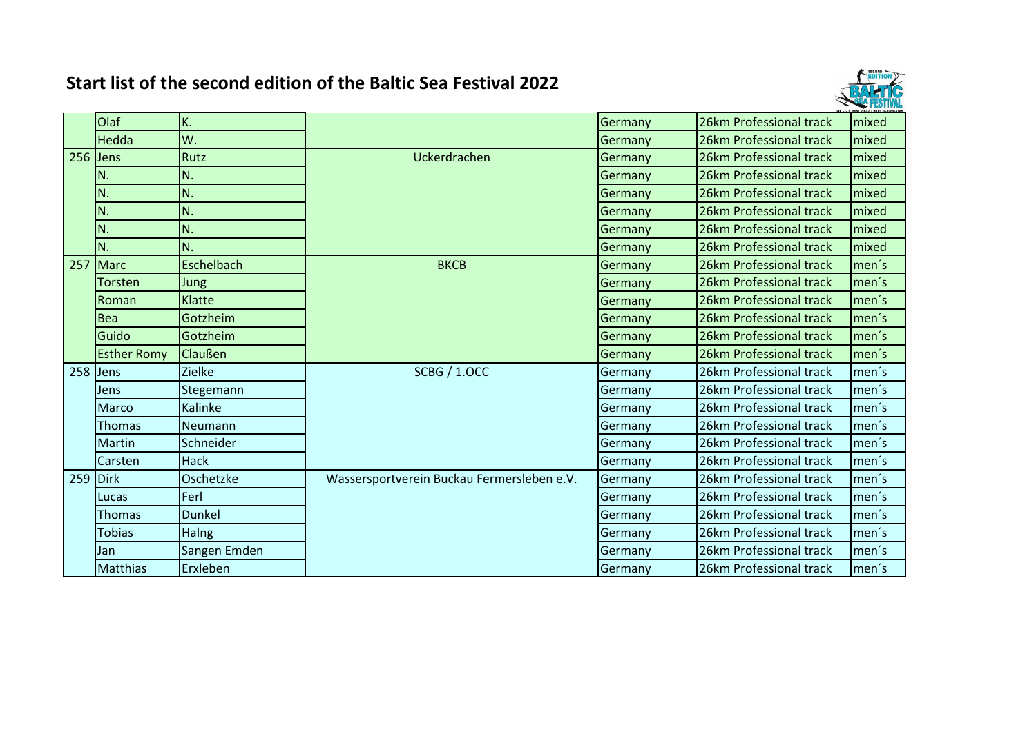# Start list of the second edition of the Baltic Sea Festival 2022

| | | | | | | |
|---|---|---|---|---|---|---|
| | Olaf | K. | | Germany | 26km Professional track | mixed |
| | Hedda | W. | | Germany | 26km Professional track | mixed |
| 256 | Jens | Rutz | Uckerdrachen | Germany | 26km Professional track | mixed |
| | N. | N. | | Germany | 26km Professional track | mixed |
| | N. | N. | | Germany | 26km Professional track | mixed |
| | N. | N. | | Germany | 26km Professional track | mixed |
| | N. | N. | | Germany | 26km Professional track | mixed |
| | N. | N. | | Germany | 26km Professional track | mixed |
| 257 | Marc | Eschelbach | BKCB | Germany | 26km Professional track | men´s |
| | Torsten | Jung | | Germany | 26km Professional track | men´s |
| | Roman | Klatte | | Germany | 26km Professional track | men´s |
| | Bea | Gotzheim | | Germany | 26km Professional track | men´s |
| | Guido | Gotzheim | | Germany | 26km Professional track | men´s |
| | Esther Romy | Claußen | | Germany | 26km Professional track | men´s |
| 258 | Jens | Zielke | SCBG / 1.OCC | Germany | 26km Professional track | men´s |
| | Jens | Stegemann | | Germany | 26km Professional track | men´s |
| | Marco | Kalinke | | Germany | 26km Professional track | men´s |
| | Thomas | Neumann | | Germany | 26km Professional track | men´s |
| | Martin | Schneider | | Germany | 26km Professional track | men´s |
| | Carsten | Hack | | Germany | 26km Professional track | men´s |
| 259 | Dirk | Oschetzke | Wassersportverein Buckau Fermersleben e.V. | Germany | 26km Professional track | men´s |
| | Lucas | Ferl | | Germany | 26km Professional track | men´s |
| | Thomas | Dunkel | | Germany | 26km Professional track | men´s |
| | Tobias | Halng | | Germany | 26km Professional track | men´s |
| | Jan | Sangen Emden | | Germany | 26km Professional track | men´s |
| | Matthias | Erxleben | | Germany | 26km Professional track | men´s |